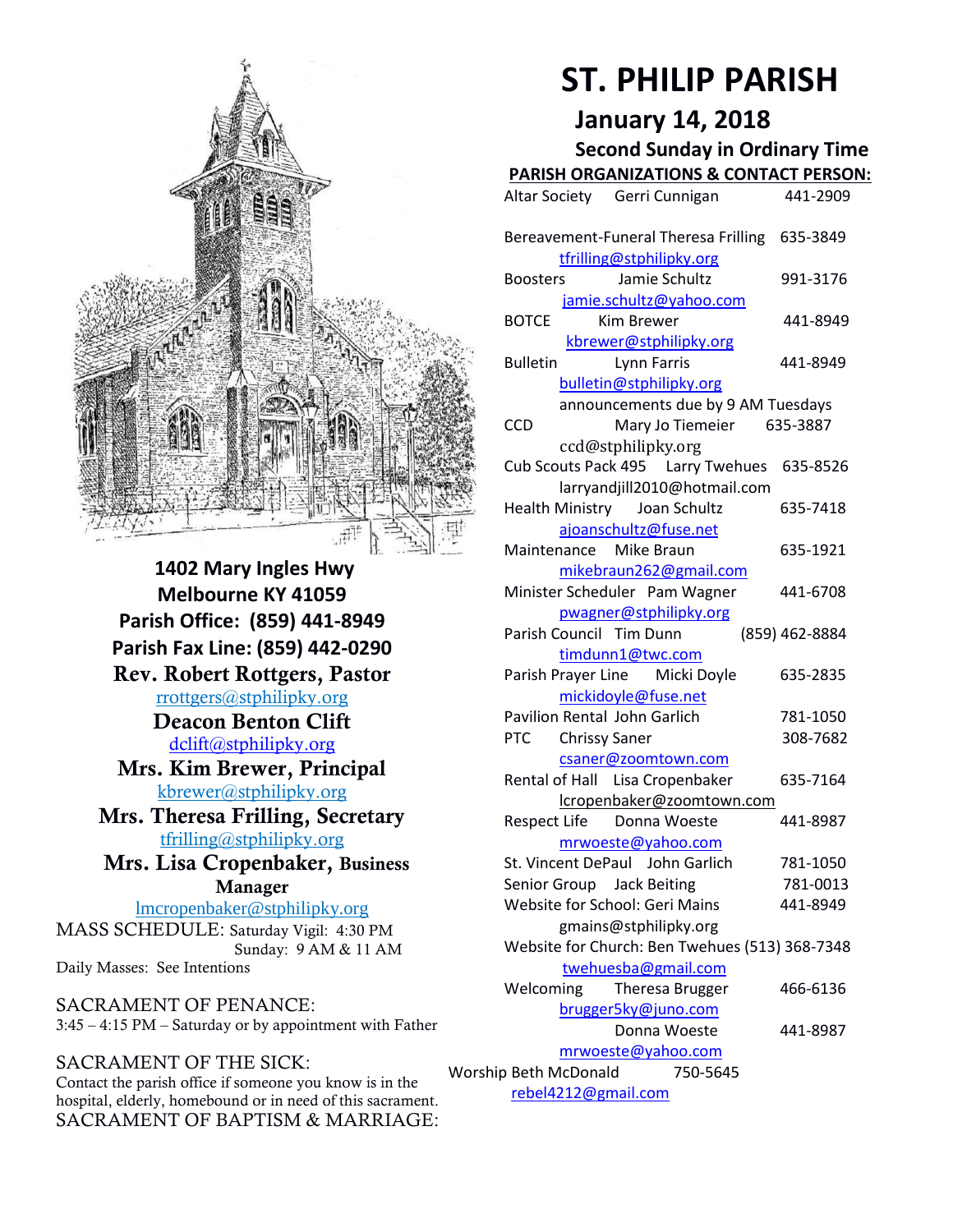# ST. PHILIP PARISH

## January 14, 2018

### Second Sunday in Ordinary Time

**1402 Mary Ingles Hwy**
**Melbourne KY 41059**
**Parish Office: (859) 441-8949**
**Parish Fax Line: (859) 442-0290**

**Rev. Robert Rottgers, Pastor**
rrottgers@stphilipky.org

**Deacon Benton Clift**
dclift@stphilipky.org

**Mrs. Kim Brewer, Principal**
kbrewer@stphilipky.org

**Mrs. Theresa Frilling, Secretary**
tfrilling@stphilipky.org

**Mrs. Lisa Cropenbaker, Business Manager**
lmcropenbaker@stphilipky.org

MASS SCHEDULE: Saturday Vigil: 4:30 PM
Sunday: 9 AM & 11 AM
Daily Masses: See Intentions

SACRAMENT OF PENANCE:
3:45 – 4:15 PM – Saturday or by appointment with Father

SACRAMENT OF THE SICK:
Contact the parish office if someone you know is in the hospital, elderly, homebound or in need of this sacrament.

SACRAMENT OF BAPTISM & MARRIAGE:

**PARISH ORGANIZATIONS & CONTACT PERSON:**

Altar Society — Gerri Cunnigan — 441-2909

Bereavement-Funeral — Theresa Frilling — 635-3849
tfrilling@stphilipky.org

Boosters — Jamie Schultz — 991-3176
jamie.schultz@yahoo.com

BOTCE — Kim Brewer — 441-8949
kbrewer@stphilipky.org

Bulletin — Lynn Farris — 441-8949
bulletin@stphilipky.org
announcements due by 9 AM Tuesdays

CCD — Mary Jo Tiemeier — 635-3887
ccd@stphilipky.org

Cub Scouts Pack 495 — Larry Twehues — 635-8526
larryandjill2010@hotmail.com

Health Ministry — Joan Schultz — 635-7418
ajoanschultz@fuse.net

Maintenance — Mike Braun — 635-1921
mikebraun262@gmail.com

Minister Scheduler — Pam Wagner — 441-6708
pwagner@stphilipky.org

Parish Council — Tim Dunn — (859) 462-8884
timdunn1@twc.com

Parish Prayer Line — Micki Doyle — 635-2835
mickidoyle@fuse.net

Pavilion Rental — John Garlich — 781-1050

PTC — Chrissy Saner — 308-7682
csaner@zoomtown.com

Rental of Hall — Lisa Cropenbaker — 635-7164
lcropenbaker@zoomtown.com

Respect Life — Donna Woeste — 441-8987
mrwoeste@yahoo.com

St. Vincent DePaul — John Garlich — 781-1050

Senior Group — Jack Beiting — 781-0013

Website for School: Geri Mains — 441-8949
gmains@stphilipky.org

Website for Church: Ben Twehues — (513) 368-7348
twehuesba@gmail.com

Welcoming — Theresa Brugger — 466-6136
brugger5ky@juno.com
Donna Woeste — 441-8987
mrwoeste@yahoo.com

Worship — Beth McDonald — 750-5645
rebel4212@gmail.com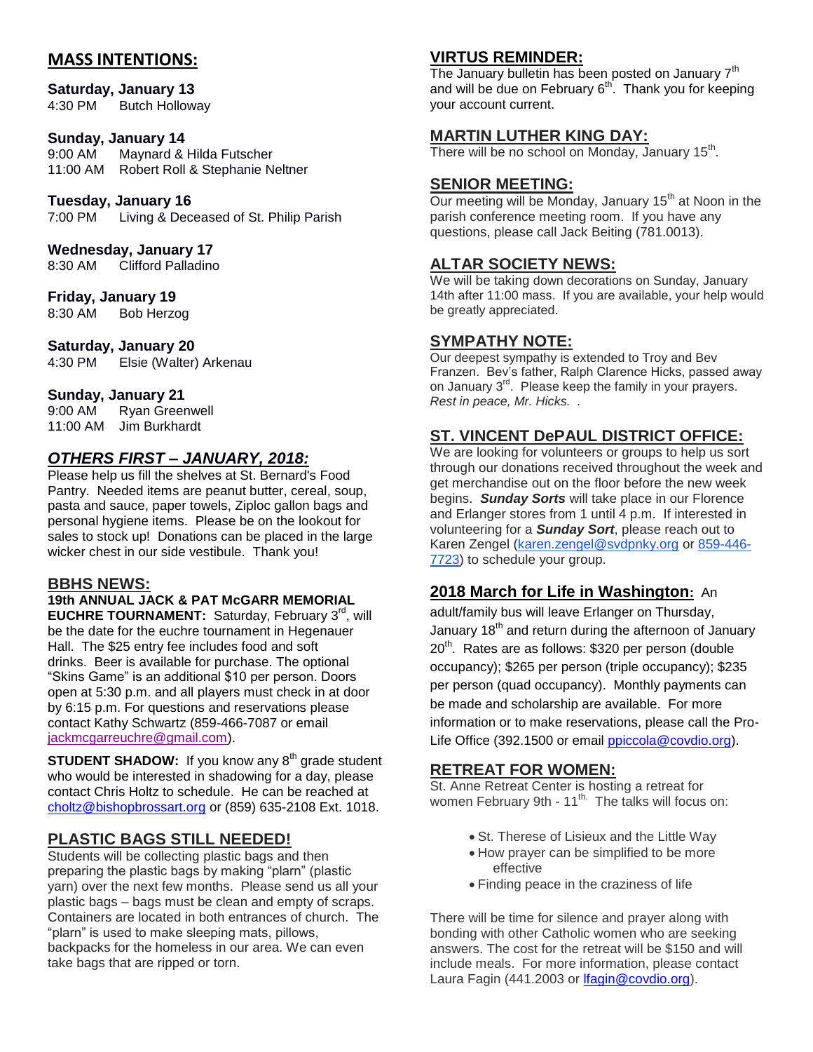## MASS INTENTIONS:

**Saturday, January 13**
4:30 PM Butch Holloway

**Sunday, January 14**
9:00 AM Maynard & Hilda Futscher
11:00 AM Robert Roll & Stephanie Neltner

**Tuesday, January 16**
7:00 PM Living & Deceased of St. Philip Parish

**Wednesday, January 17**
8:30 AM Clifford Palladino

**Friday, January 19**
8:30 AM Bob Herzog

**Saturday, January 20**
4:30 PM Elsie (Walter) Arkenau

**Sunday, January 21**
9:00 AM Ryan Greenwell
11:00 AM Jim Burkhardt

## *OTHERS FIRST – JANUARY, 2018:*

Please help us fill the shelves at St. Bernard's Food Pantry. Needed items are peanut butter, cereal, soup, pasta and sauce, paper towels, Ziploc gallon bags and personal hygiene items. Please be on the lookout for sales to stock up! Donations can be placed in the large wicker chest in our side vestibule. Thank you!

## BBHS NEWS:

**19th ANNUAL JACK & PAT McGARR MEMORIAL EUCHRE TOURNAMENT:** Saturday, February 3rd, will be the date for the euchre tournament in Hegenauer Hall. The $25 entry fee includes food and soft drinks. Beer is available for purchase. The optional "Skins Game" is an additional $10 per person. Doors open at 5:30 p.m. and all players must check in at door by 6:15 p.m. For questions and reservations please contact Kathy Schwartz (859-466-7087 or email jackmcgarreuchre@gmail.com).

**STUDENT SHADOW:** If you know any 8th grade student who would be interested in shadowing for a day, please contact Chris Holtz to schedule. He can be reached at choltz@bishopbrossart.org or (859) 635-2108 Ext. 1018.

## PLASTIC BAGS STILL NEEDED!

Students will be collecting plastic bags and then preparing the plastic bags by making "plarn" (plastic yarn) over the next few months. Please send us all your plastic bags – bags must be clean and empty of scraps. Containers are located in both entrances of church. The "plarn" is used to make sleeping mats, pillows, backpacks for the homeless in our area. We can even take bags that are ripped or torn.

## VIRTUS REMINDER:

The January bulletin has been posted on January 7th and will be due on February 6th. Thank you for keeping your account current.

## MARTIN LUTHER KING DAY:

There will be no school on Monday, January 15th.

## SENIOR MEETING:

Our meeting will be Monday, January 15th at Noon in the parish conference meeting room. If you have any questions, please call Jack Beiting (781.0013).

## ALTAR SOCIETY NEWS:

We will be taking down decorations on Sunday, January 14th after 11:00 mass. If you are available, your help would be greatly appreciated.

## SYMPATHY NOTE:

Our deepest sympathy is extended to Troy and Bev Franzen. Bev's father, Ralph Clarence Hicks, passed away on January 3rd. Please keep the family in your prayers. *Rest in peace, Mr. Hicks.* .

## ST. VINCENT DePAUL DISTRICT OFFICE:

We are looking for volunteers or groups to help us sort through our donations received throughout the week and get merchandise out on the floor before the new week begins. ***Sunday Sorts*** will take place in our Florence and Erlanger stores from 1 until 4 p.m. If interested in volunteering for a ***Sunday Sort***, please reach out to Karen Zengel (karen.zengel@svdpnky.org or 859-446-7723) to schedule your group.

## 2018 March for Life in Washington:

An adult/family bus will leave Erlanger on Thursday, January 18th and return during the afternoon of January 20th. Rates are as follows: $320 per person (double occupancy); $265 per person (triple occupancy); $235 per person (quad occupancy). Monthly payments can be made and scholarship are available. For more information or to make reservations, please call the Pro-Life Office (392.1500 or email ppiccola@covdio.org).

## RETREAT FOR WOMEN:

St. Anne Retreat Center is hosting a retreat for women February 9th - 11th. The talks will focus on:

- St. Therese of Lisieux and the Little Way
- How prayer can be simplified to be more effective
- Finding peace in the craziness of life

There will be time for silence and prayer along with bonding with other Catholic women who are seeking answers. The cost for the retreat will be $150 and will include meals. For more information, please contact Laura Fagin (441.2003 or lfagin@covdio.org).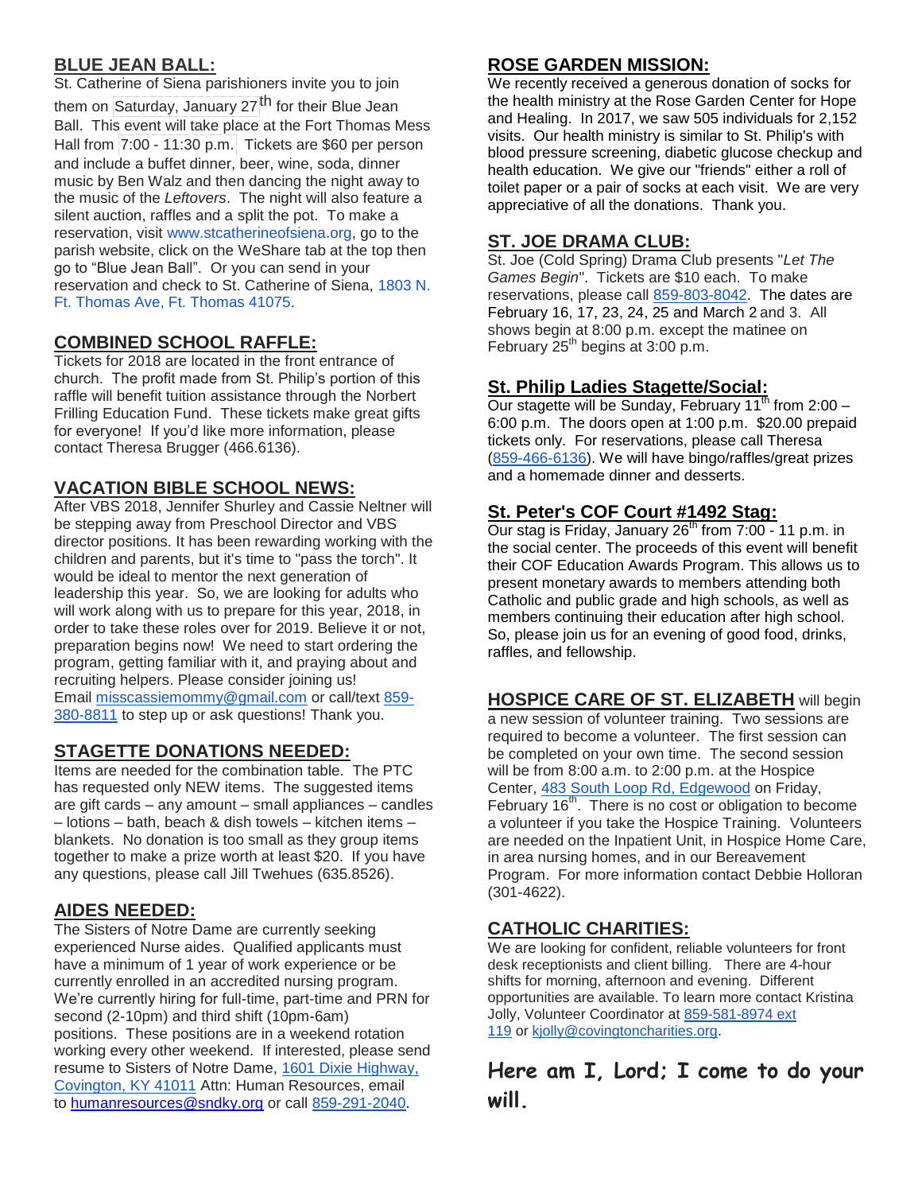## BLUE JEAN BALL:

St. Catherine of Siena parishioners invite you to join them on Saturday, January 27th for their Blue Jean Ball. This event will take place at the Fort Thomas Mess Hall from 7:00 - 11:30 p.m. Tickets are $60 per person and include a buffet dinner, beer, wine, soda, dinner music by Ben Walz and then dancing the night away to the music of the *Leftovers*. The night will also feature a silent auction, raffles and a split the pot. To make a reservation, visit www.stcatherineofsiena.org, go to the parish website, click on the WeShare tab at the top then go to "Blue Jean Ball". Or you can send in your reservation and check to St. Catherine of Siena, 1803 N. Ft. Thomas Ave, Ft. Thomas 41075.

## COMBINED SCHOOL RAFFLE:

Tickets for 2018 are located in the front entrance of church. The profit made from St. Philip's portion of this raffle will benefit tuition assistance through the Norbert Frilling Education Fund. These tickets make great gifts for everyone! If you'd like more information, please contact Theresa Brugger (466.6136).

## VACATION BIBLE SCHOOL NEWS:

After VBS 2018, Jennifer Shurley and Cassie Neltner will be stepping away from Preschool Director and VBS director positions. It has been rewarding working with the children and parents, but it's time to "pass the torch". It would be ideal to mentor the next generation of leadership this year. So, we are looking for adults who will work along with us to prepare for this year, 2018, in order to take these roles over for 2019. Believe it or not, preparation begins now! We need to start ordering the program, getting familiar with it, and praying about and recruiting helpers. Please consider joining us! Email misscassiemommy@gmail.com or call/text 859-380-8811 to step up or ask questions! Thank you.

## STAGETTE DONATIONS NEEDED:

Items are needed for the combination table. The PTC has requested only NEW items. The suggested items are gift cards – any amount – small appliances – candles – lotions – bath, beach & dish towels – kitchen items – blankets. No donation is too small as they group items together to make a prize worth at least $20. If you have any questions, please call Jill Twehues (635.8526).

## AIDES NEEDED:

The Sisters of Notre Dame are currently seeking experienced Nurse aides. Qualified applicants must have a minimum of 1 year of work experience or be currently enrolled in an accredited nursing program. We're currently hiring for full-time, part-time and PRN for second (2-10pm) and third shift (10pm-6am) positions. These positions are in a weekend rotation working every other weekend. If interested, please send resume to Sisters of Notre Dame, 1601 Dixie Highway, Covington, KY 41011 Attn: Human Resources, email to humanresources@sndky.org or call 859-291-2040.

## ROSE GARDEN MISSION:

We recently received a generous donation of socks for the health ministry at the Rose Garden Center for Hope and Healing. In 2017, we saw 505 individuals for 2,152 visits. Our health ministry is similar to St. Philip's with blood pressure screening, diabetic glucose checkup and health education. We give our "friends" either a roll of toilet paper or a pair of socks at each visit. We are very appreciative of all the donations. Thank you.

## ST. JOE DRAMA CLUB:

St. Joe (Cold Spring) Drama Club presents "*Let The Games Begin*". Tickets are $10 each. To make reservations, please call 859-803-8042. The dates are February 16, 17, 23, 24, 25 and March 2 and 3. All shows begin at 8:00 p.m. except the matinee on February 25th begins at 3:00 p.m.

## St. Philip Ladies Stagette/Social:

Our stagette will be Sunday, February 11th from 2:00 – 6:00 p.m. The doors open at 1:00 p.m. $20.00 prepaid tickets only. For reservations, please call Theresa (859-466-6136). We will have bingo/raffles/great prizes and a homemade dinner and desserts.

## St. Peter's COF Court #1492 Stag:

Our stag is Friday, January 26th from 7:00 - 11 p.m. in the social center. The proceeds of this event will benefit their COF Education Awards Program. This allows us to present monetary awards to members attending both Catholic and public grade and high schools, as well as members continuing their education after high school. So, please join us for an evening of good food, drinks, raffles, and fellowship.

**HOSPICE CARE OF ST. ELIZABETH** will begin a new session of volunteer training. Two sessions are required to become a volunteer. The first session can be completed on your own time. The second session will be from 8:00 a.m. to 2:00 p.m. at the Hospice Center, 483 South Loop Rd, Edgewood on Friday, February 16th. There is no cost or obligation to become a volunteer if you take the Hospice Training. Volunteers are needed on the Inpatient Unit, in Hospice Home Care, in area nursing homes, and in our Bereavement Program. For more information contact Debbie Holloran (301-4622).

## CATHOLIC CHARITIES:

We are looking for confident, reliable volunteers for front desk receptionists and client billing. There are 4-hour shifts for morning, afternoon and evening. Different opportunities are available. To learn more contact Kristina Jolly, Volunteer Coordinator at 859-581-8974 ext 119 or kjolly@covingtoncharities.org.

**Here am I, Lord; I come to do your will.**